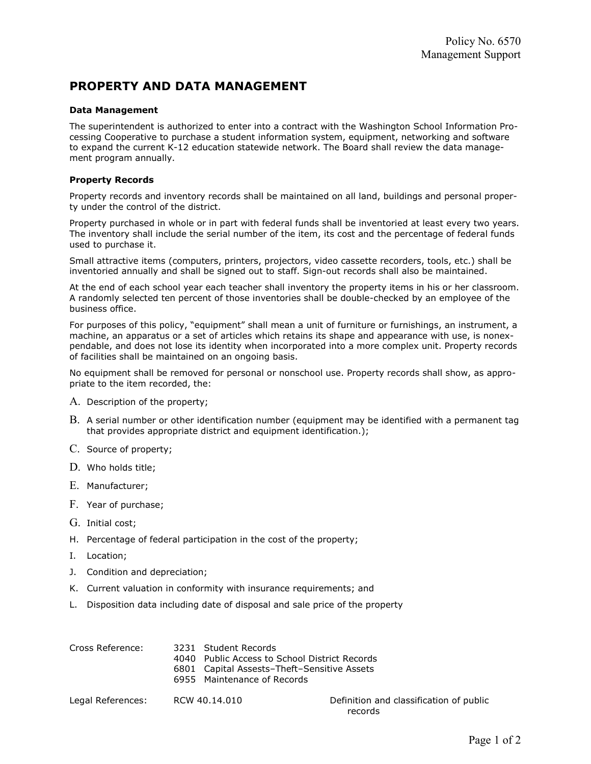Policy No. 6570
Management Support

# PROPERTY AND DATA MANAGEMENT

### Data Management

The superintendent is authorized to enter into a contract with the Washington School Information Processing Cooperative to purchase a student information system, equipment, networking and software to expand the current K-12 education statewide network. The Board shall review the data management program annually.

### Property Records

Property records and inventory records shall be maintained on all land, buildings and personal property under the control of the district.

Property purchased in whole or in part with federal funds shall be inventoried at least every two years. The inventory shall include the serial number of the item, its cost and the percentage of federal funds used to purchase it.

Small attractive items (computers, printers, projectors, video cassette recorders, tools, etc.) shall be inventoried annually and shall be signed out to staff. Sign-out records shall also be maintained.

At the end of each school year each teacher shall inventory the property items in his or her classroom. A randomly selected ten percent of those inventories shall be double-checked by an employee of the business office.

For purposes of this policy, "equipment" shall mean a unit of furniture or furnishings, an instrument, a machine, an apparatus or a set of articles which retains its shape and appearance with use, is nonexpendable, and does not lose its identity when incorporated into a more complex unit. Property records of facilities shall be maintained on an ongoing basis.

No equipment shall be removed for personal or nonschool use. Property records shall show, as appropriate to the item recorded, the:

A. Description of the property;
B. A serial number or other identification number (equipment may be identified with a permanent tag that provides appropriate district and equipment identification.);
C. Source of property;
D. Who holds title;
E. Manufacturer;
F. Year of purchase;
G. Initial cost;
H. Percentage of federal participation in the cost of the property;
I. Location;
J. Condition and depreciation;
K. Current valuation in conformity with insurance requirements; and
L. Disposition data including date of disposal and sale price of the property

| | | |
|---|---|---|
| Cross Reference: | 3231 Student Records | |
| | 4040 Public Access to School District Records | |
| | 6801 Capital Assests–Theft–Sensitive Assets | |
| | 6955 Maintenance of Records | |
| Legal References: | RCW 40.14.010 | Definition and classification of public records |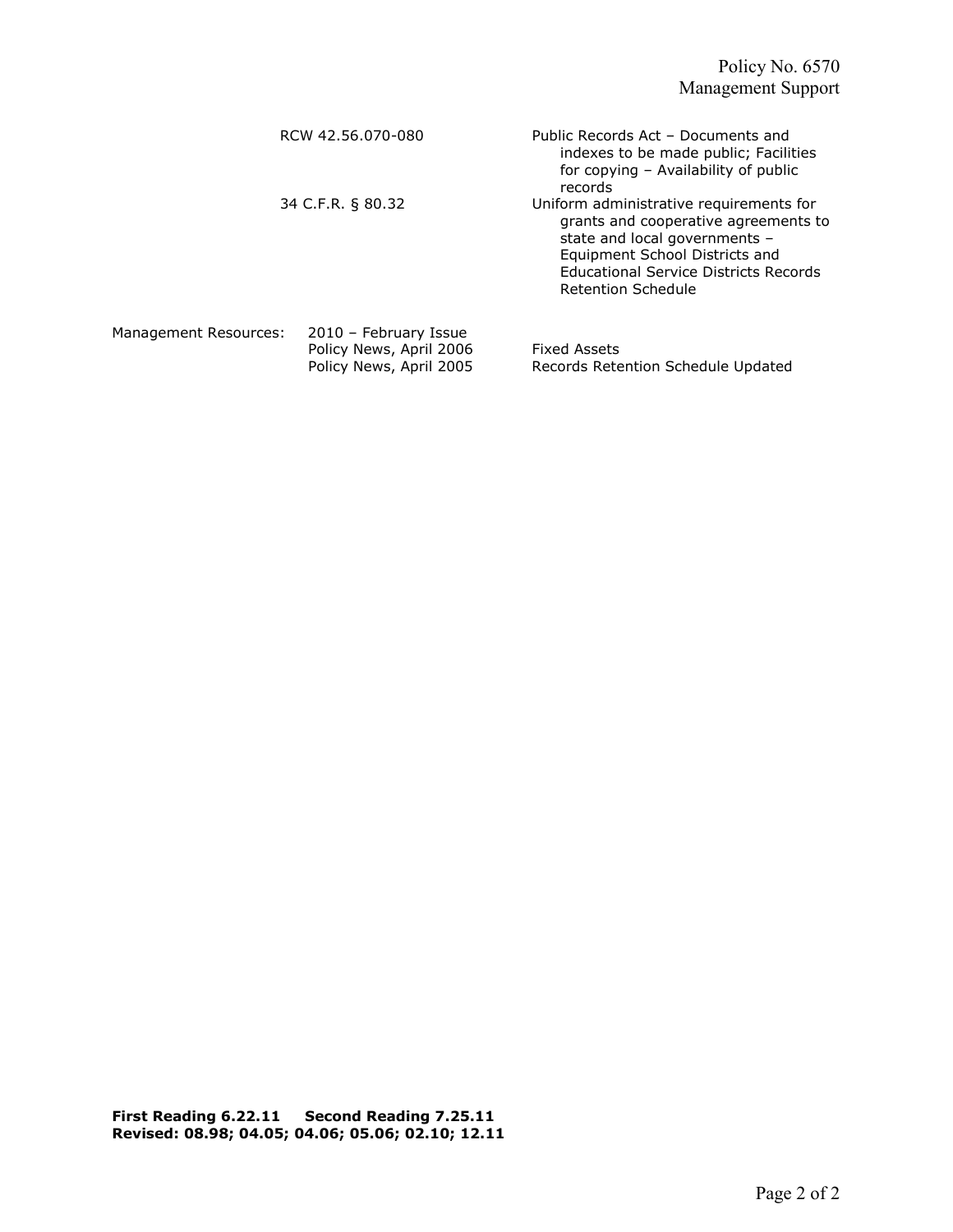| | | |
|---|---|---|
| | RCW 42.56.070-080 | Public Records Act – Documents and indexes to be made public; Facilities for copying – Availability of public records |
| | 34 C.F.R. § 80.32 | Uniform administrative requirements for grants and cooperative agreements to state and local governments – Equipment School Districts and Educational Service Districts Records Retention Schedule |
| Management Resources: | 2010 – February Issue | |
| | Policy News, April 2006 | Fixed Assets |
| | Policy News, April 2005 | Records Retention Schedule Updated |

**First Reading 6.22.11 Second Reading 7.25.11**
**Revised: 08.98; 04.05; 04.06; 05.06; 02.10; 12.11**